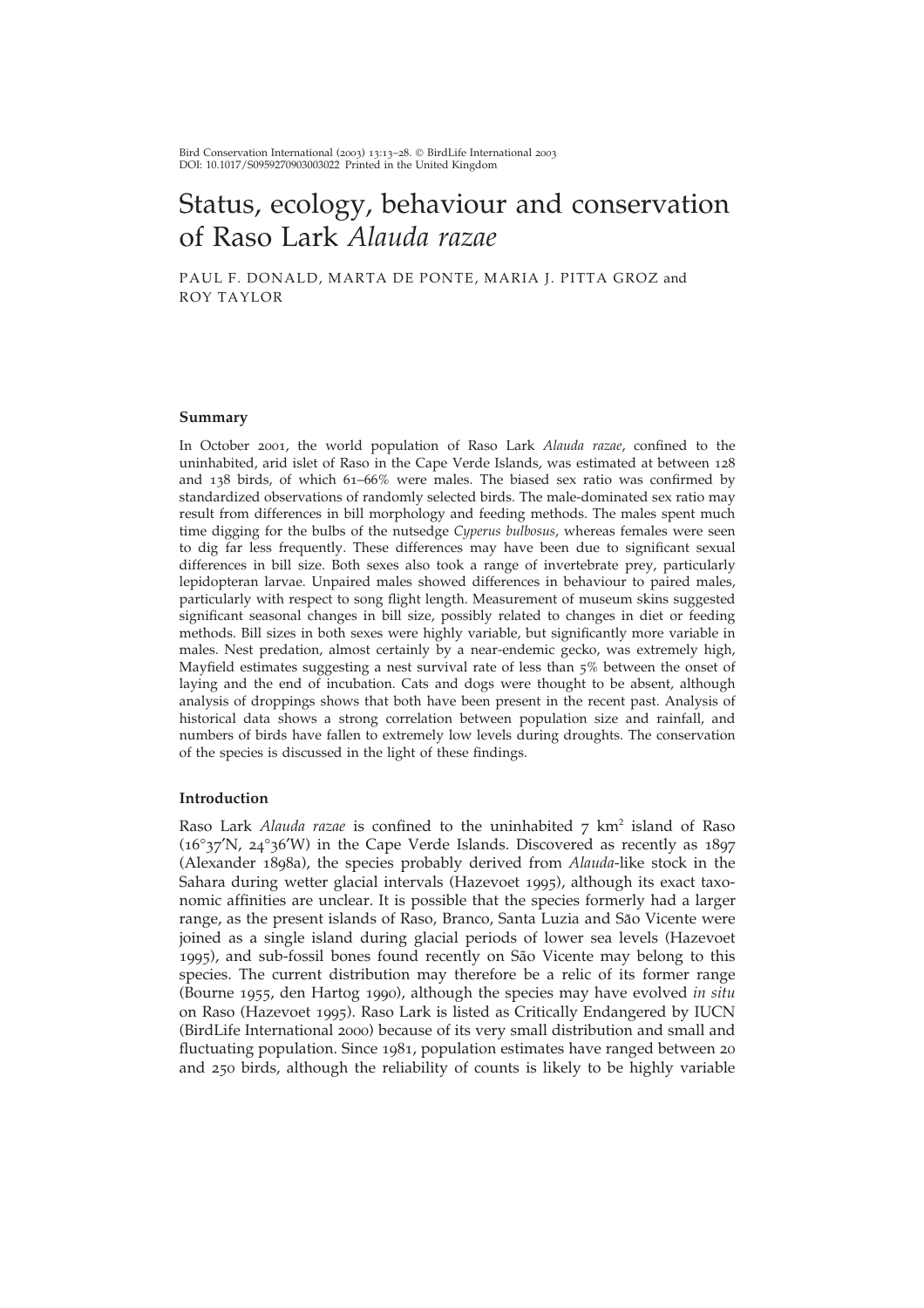# Status, ecology, behaviour and conservation of Raso Lark *Alauda razae*

PAUL F. DONALD, MARTA DE PONTE, MARIA J. PITTA GROZ and ROY TAYLOR

## Summary

In October 2001, the world population of Raso Lark *Alauda razae*, confined to the uninhabited, arid islet of Raso in the Cape Verde Islands, was estimated at between 128 and 138 birds, of which 61–66% were males. The biased sex ratio was confirmed by standardized observations of randomly selected birds. The male-dominated sex ratio may result from differences in bill morphology and feeding methods. The males spent much time digging for the bulbs of the nutsedge *Cyperus bulbosus*, whereas females were seen to dig far less frequently. These differences may have been due to significant sexual differences in bill size. Both sexes also took a range of invertebrate prey, particularly lepidopteran larvae. Unpaired males showed differences in behaviour to paired males, particularly with respect to song flight length. Measurement of museum skins suggested significant seasonal changes in bill size, possibly related to changes in diet or feeding methods. Bill sizes in both sexes were highly variable, but significantly more variable in males. Nest predation, almost certainly by a near-endemic gecko, was extremely high, Mayfield estimates suggesting a nest survival rate of less than 5% between the onset of laying and the end of incubation. Cats and dogs were thought to be absent, although analysis of droppings shows that both have been present in the recent past. Analysis of historical data shows a strong correlation between population size and rainfall, and numbers of birds have fallen to extremely low levels during droughts. The conservation of the species is discussed in the light of these findings.

## Introduction

Raso Lark *Alauda razae* is confined to the uninhabited 7 km$^2$ island of Raso (16°37′N, 24°36′W) in the Cape Verde Islands. Discovered as recently as 1897 (Alexander 1898a), the species probably derived from *Alauda*-like stock in the Sahara during wetter glacial intervals (Hazevoet 1995), although its exact taxonomic affinities are unclear. It is possible that the species formerly had a larger range, as the present islands of Raso, Branco, Santa Luzia and São Vicente were joined as a single island during glacial periods of lower sea levels (Hazevoet 1995), and sub-fossil bones found recently on São Vicente may belong to this species. The current distribution may therefore be a relic of its former range (Bourne 1955, den Hartog 1990), although the species may have evolved *in situ* on Raso (Hazevoet 1995). Raso Lark is listed as Critically Endangered by IUCN (BirdLife International 2000) because of its very small distribution and small and fluctuating population. Since 1981, population estimates have ranged between 20 and 250 birds, although the reliability of counts is likely to be highly variable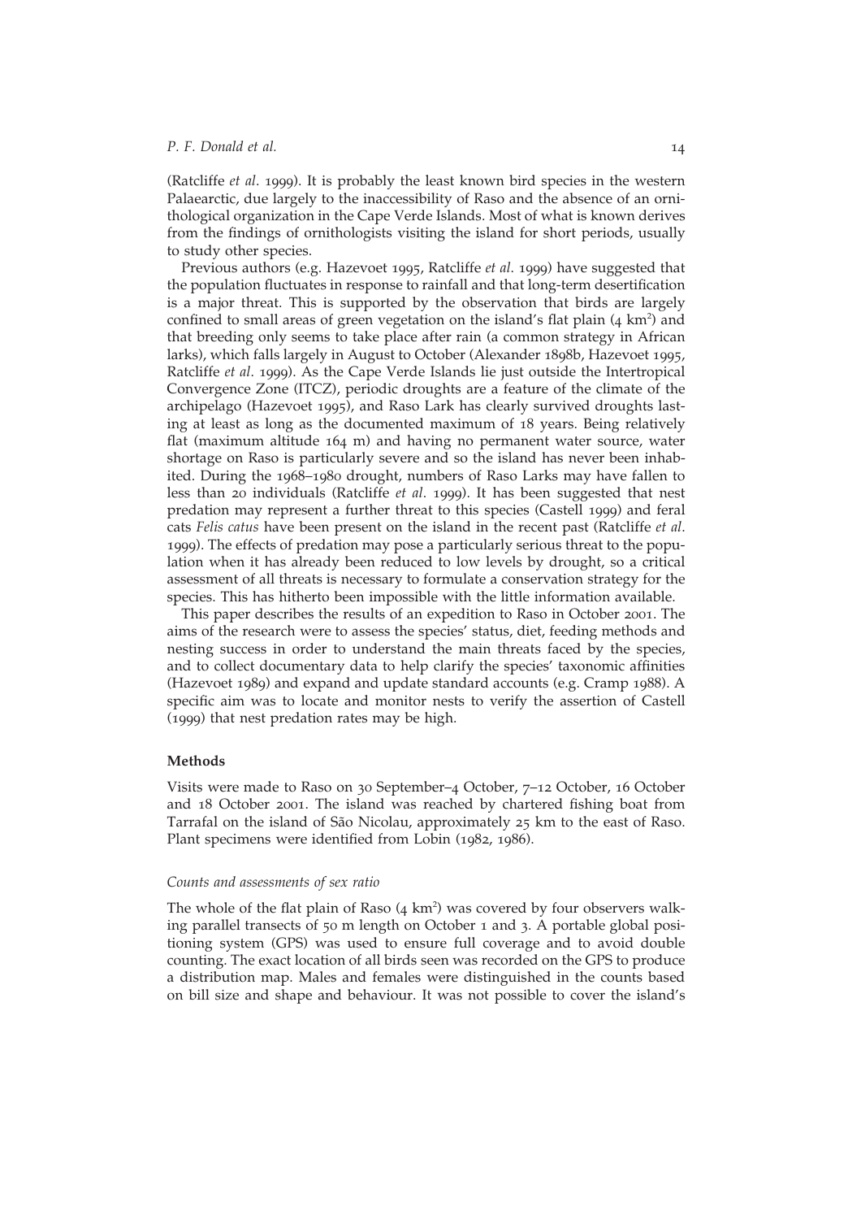(Ratcliffe *et al*. 1999). It is probably the least known bird species in the western Palaearctic, due largely to the inaccessibility of Raso and the absence of an ornithological organization in the Cape Verde Islands. Most of what is known derives from the findings of ornithologists visiting the island for short periods, usually to study other species.

Previous authors (e.g. Hazevoet 1995, Ratcliffe *et al*. 1999) have suggested that the population fluctuates in response to rainfall and that long-term desertification is a major threat. This is supported by the observation that birds are largely confined to small areas of green vegetation on the island's flat plain (4 $km^2$) and that breeding only seems to take place after rain (a common strategy in African larks), which falls largely in August to October (Alexander 1898b, Hazevoet 1995, Ratcliffe *et al*. 1999). As the Cape Verde Islands lie just outside the Intertropical Convergence Zone (ITCZ), periodic droughts are a feature of the climate of the archipelago (Hazevoet 1995), and Raso Lark has clearly survived droughts lasting at least as long as the documented maximum of 18 years. Being relatively flat (maximum altitude 164 m) and having no permanent water source, water shortage on Raso is particularly severe and so the island has never been inhabited. During the 1968–1980 drought, numbers of Raso Larks may have fallen to less than 20 individuals (Ratcliffe *et al*. 1999). It has been suggested that nest predation may represent a further threat to this species (Castell 1999) and feral cats *Felis catus* have been present on the island in the recent past (Ratcliffe *et al*. 1999). The effects of predation may pose a particularly serious threat to the population when it has already been reduced to low levels by drought, so a critical assessment of all threats is necessary to formulate a conservation strategy for the species. This has hitherto been impossible with the little information available.

This paper describes the results of an expedition to Raso in October 2001. The aims of the research were to assess the species' status, diet, feeding methods and nesting success in order to understand the main threats faced by the species, and to collect documentary data to help clarify the species' taxonomic affinities (Hazevoet 1989) and expand and update standard accounts (e.g. Cramp 1988). A specific aim was to locate and monitor nests to verify the assertion of Castell (1999) that nest predation rates may be high.

## Methods

Visits were made to Raso on 30 September–4 October, 7–12 October, 16 October and 18 October 2001. The island was reached by chartered fishing boat from Tarrafal on the island of São Nicolau, approximately 25 km to the east of Raso. Plant specimens were identified from Lobin (1982, 1986).

### *Counts and assessments of sex ratio*

The whole of the flat plain of Raso (4 $km^2$) was covered by four observers walking parallel transects of 50 m length on October 1 and 3. A portable global positioning system (GPS) was used to ensure full coverage and to avoid double counting. The exact location of all birds seen was recorded on the GPS to produce a distribution map. Males and females were distinguished in the counts based on bill size and shape and behaviour. It was not possible to cover the island's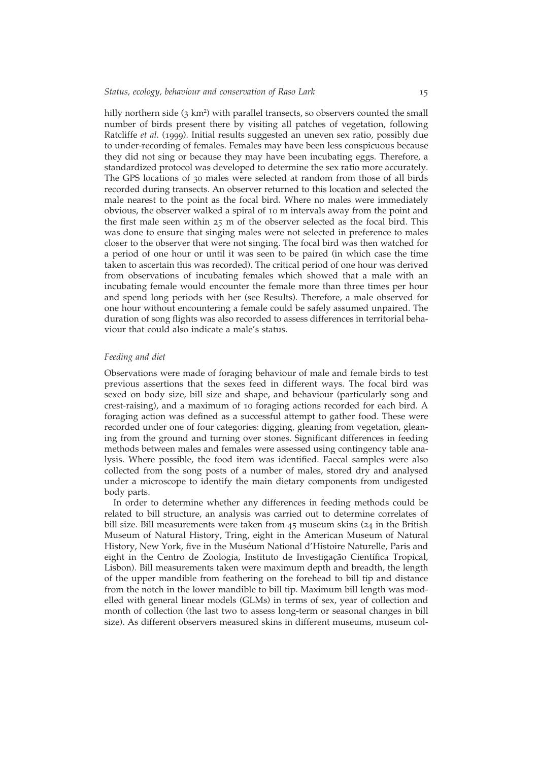hilly northern side (3 km$^2$) with parallel transects, so observers counted the small number of birds present there by visiting all patches of vegetation, following Ratcliffe *et al.* (1999). Initial results suggested an uneven sex ratio, possibly due to under-recording of females. Females may have been less conspicuous because they did not sing or because they may have been incubating eggs. Therefore, a standardized protocol was developed to determine the sex ratio more accurately. The GPS locations of 30 males were selected at random from those of all birds recorded during transects. An observer returned to this location and selected the male nearest to the point as the focal bird. Where no males were immediately obvious, the observer walked a spiral of 10 m intervals away from the point and the first male seen within 25 m of the observer selected as the focal bird. This was done to ensure that singing males were not selected in preference to males closer to the observer that were not singing. The focal bird was then watched for a period of one hour or until it was seen to be paired (in which case the time taken to ascertain this was recorded). The critical period of one hour was derived from observations of incubating females which showed that a male with an incubating female would encounter the female more than three times per hour and spend long periods with her (see Results). Therefore, a male observed for one hour without encountering a female could be safely assumed unpaired. The duration of song flights was also recorded to assess differences in territorial behaviour that could also indicate a male's status.

### *Feeding and diet*

Observations were made of foraging behaviour of male and female birds to test previous assertions that the sexes feed in different ways. The focal bird was sexed on body size, bill size and shape, and behaviour (particularly song and crest-raising), and a maximum of 10 foraging actions recorded for each bird. A foraging action was defined as a successful attempt to gather food. These were recorded under one of four categories: digging, gleaning from vegetation, gleaning from the ground and turning over stones. Significant differences in feeding methods between males and females were assessed using contingency table analysis. Where possible, the food item was identified. Faecal samples were also collected from the song posts of a number of males, stored dry and analysed under a microscope to identify the main dietary components from undigested body parts.

In order to determine whether any differences in feeding methods could be related to bill structure, an analysis was carried out to determine correlates of bill size. Bill measurements were taken from 45 museum skins (24 in the British Museum of Natural History, Tring, eight in the American Museum of Natural History, New York, five in the Muséum National d'Histoire Naturelle, Paris and eight in the Centro de Zoologia, Instituto de Investigação Científica Tropical, Lisbon). Bill measurements taken were maximum depth and breadth, the length of the upper mandible from feathering on the forehead to bill tip and distance from the notch in the lower mandible to bill tip. Maximum bill length was modelled with general linear models (GLMs) in terms of sex, year of collection and month of collection (the last two to assess long-term or seasonal changes in bill size). As different observers measured skins in different museums, museum col-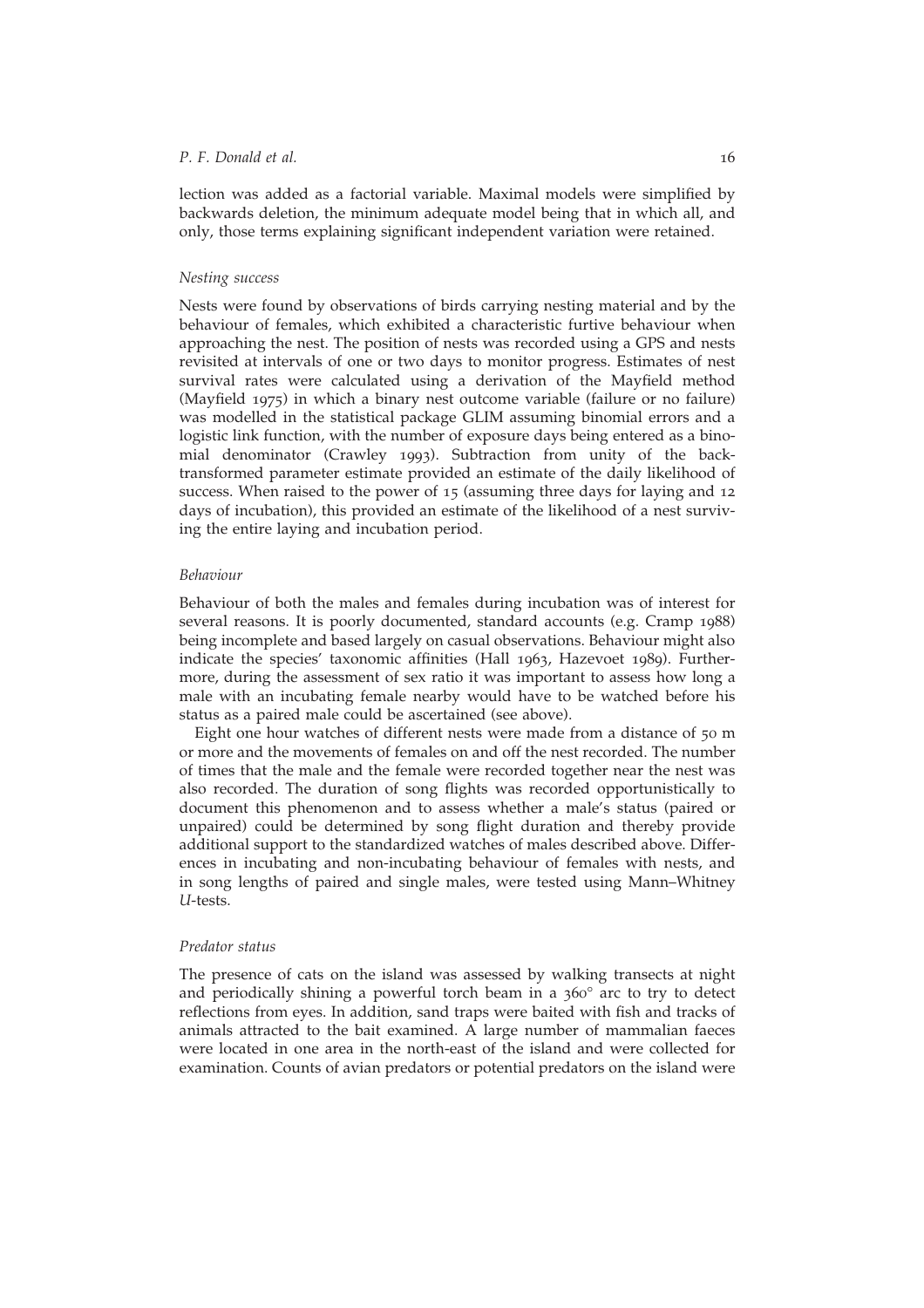lection was added as a factorial variable. Maximal models were simplified by backwards deletion, the minimum adequate model being that in which all, and only, those terms explaining significant independent variation were retained.

### *Nesting success*

Nests were found by observations of birds carrying nesting material and by the behaviour of females, which exhibited a characteristic furtive behaviour when approaching the nest. The position of nests was recorded using a GPS and nests revisited at intervals of one or two days to monitor progress. Estimates of nest survival rates were calculated using a derivation of the Mayfield method (Mayfield 1975) in which a binary nest outcome variable (failure or no failure) was modelled in the statistical package GLIM assuming binomial errors and a logistic link function, with the number of exposure days being entered as a binomial denominator (Crawley 1993). Subtraction from unity of the back-transformed parameter estimate provided an estimate of the daily likelihood of success. When raised to the power of 15 (assuming three days for laying and 12 days of incubation), this provided an estimate of the likelihood of a nest surviving the entire laying and incubation period.

### *Behaviour*

Behaviour of both the males and females during incubation was of interest for several reasons. It is poorly documented, standard accounts (e.g. Cramp 1988) being incomplete and based largely on casual observations. Behaviour might also indicate the species' taxonomic affinities (Hall 1963, Hazevoet 1989). Furthermore, during the assessment of sex ratio it was important to assess how long a male with an incubating female nearby would have to be watched before his status as a paired male could be ascertained (see above).

Eight one hour watches of different nests were made from a distance of 50 m or more and the movements of females on and off the nest recorded. The number of times that the male and the female were recorded together near the nest was also recorded. The duration of song flights was recorded opportunistically to document this phenomenon and to assess whether a male's status (paired or unpaired) could be determined by song flight duration and thereby provide additional support to the standardized watches of males described above. Differences in incubating and non-incubating behaviour of females with nests, and in song lengths of paired and single males, were tested using Mann–Whitney *U*-tests.

### *Predator status*

The presence of cats on the island was assessed by walking transects at night and periodically shining a powerful torch beam in a 360° arc to try to detect reflections from eyes. In addition, sand traps were baited with fish and tracks of animals attracted to the bait examined. A large number of mammalian faeces were located in one area in the north-east of the island and were collected for examination. Counts of avian predators or potential predators on the island were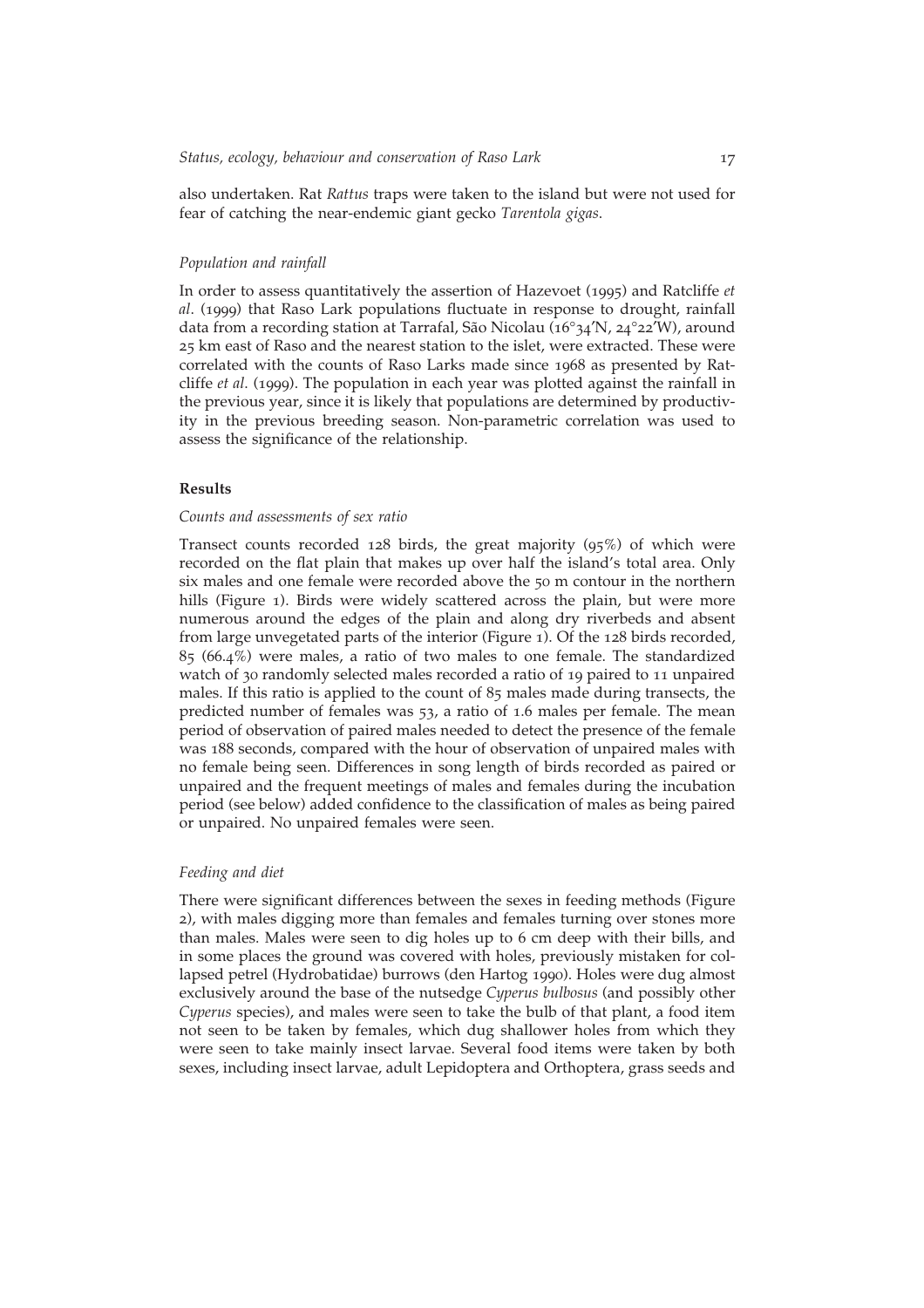also undertaken. Rat *Rattus* traps were taken to the island but were not used for fear of catching the near-endemic giant gecko *Tarentola gigas*.

### *Population and rainfall*

In order to assess quantitatively the assertion of Hazevoet (1995) and Ratcliffe *et al*. (1999) that Raso Lark populations fluctuate in response to drought, rainfall data from a recording station at Tarrafal, São Nicolau (16°34′N, 24°22′W), around 25 km east of Raso and the nearest station to the islet, were extracted. These were correlated with the counts of Raso Larks made since 1968 as presented by Ratcliffe *et al*. (1999). The population in each year was plotted against the rainfall in the previous year, since it is likely that populations are determined by productivity in the previous breeding season. Non-parametric correlation was used to assess the significance of the relationship.

## Results

### *Counts and assessments of sex ratio*

Transect counts recorded 128 birds, the great majority (95%) of which were recorded on the flat plain that makes up over half the island's total area. Only six males and one female were recorded above the 50 m contour in the northern hills (Figure 1). Birds were widely scattered across the plain, but were more numerous around the edges of the plain and along dry riverbeds and absent from large unvegetated parts of the interior (Figure 1). Of the 128 birds recorded, 85 (66.4%) were males, a ratio of two males to one female. The standardized watch of 30 randomly selected males recorded a ratio of 19 paired to 11 unpaired males. If this ratio is applied to the count of 85 males made during transects, the predicted number of females was 53, a ratio of 1.6 males per female. The mean period of observation of paired males needed to detect the presence of the female was 188 seconds, compared with the hour of observation of unpaired males with no female being seen. Differences in song length of birds recorded as paired or unpaired and the frequent meetings of males and females during the incubation period (see below) added confidence to the classification of males as being paired or unpaired. No unpaired females were seen.

### *Feeding and diet*

There were significant differences between the sexes in feeding methods (Figure 2), with males digging more than females and females turning over stones more than males. Males were seen to dig holes up to 6 cm deep with their bills, and in some places the ground was covered with holes, previously mistaken for collapsed petrel (Hydrobatidae) burrows (den Hartog 1990). Holes were dug almost exclusively around the base of the nutsedge *Cyperus bulbosus* (and possibly other *Cyperus* species), and males were seen to take the bulb of that plant, a food item not seen to be taken by females, which dug shallower holes from which they were seen to take mainly insect larvae. Several food items were taken by both sexes, including insect larvae, adult Lepidoptera and Orthoptera, grass seeds and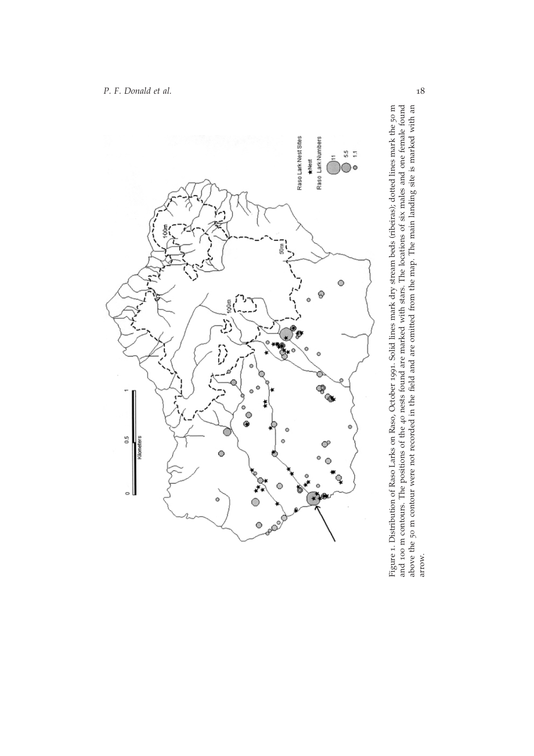Figure 1. Distribution of Raso Larks on Raso, October 1991. Solid lines mark dry stream beds (ribeiras); dotted lines mark the 50 m and 100 m contours. The positions of the 40 nests found are marked with stars. The locations of six males and one female found above the 50 m contour were not recorded in the field and are omitted from the map. The main landing site is marked with an arrow.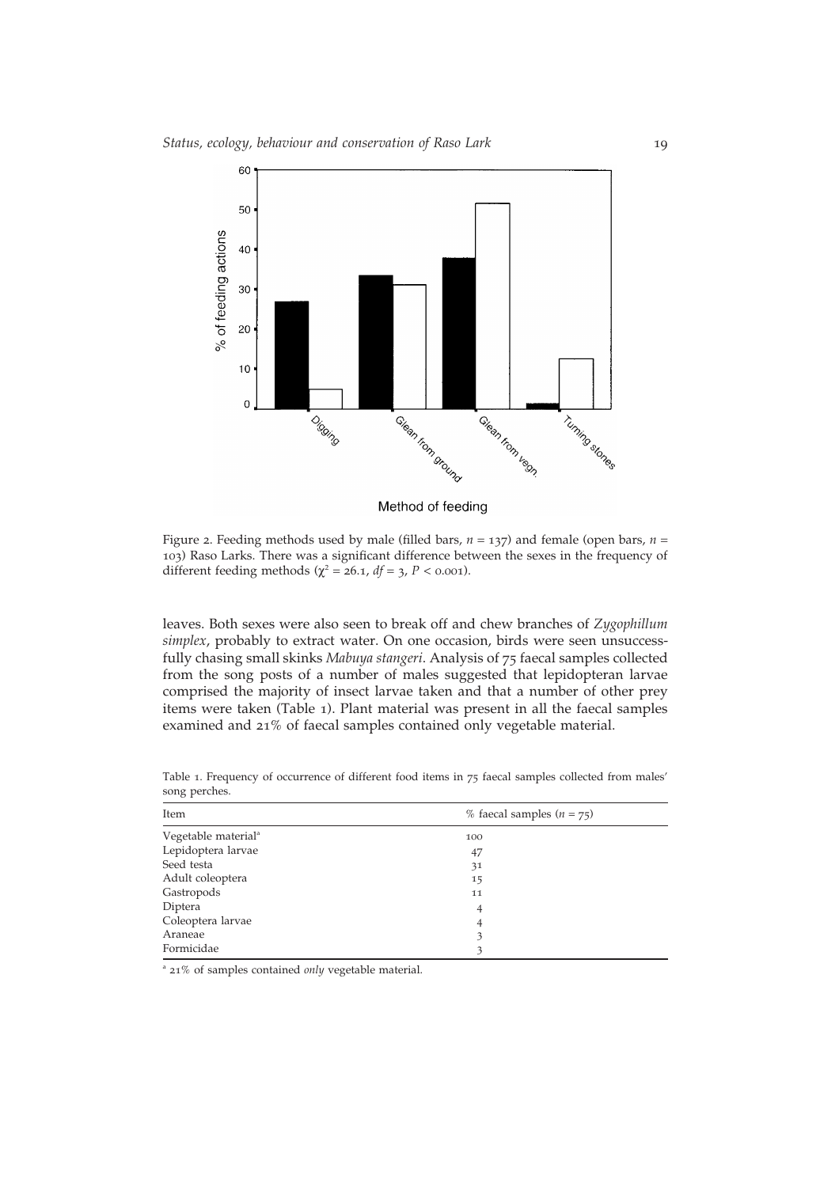Figure 2. Feeding methods used by male (filled bars, $n = 137$) and female (open bars, $n = 103$) Raso Larks. There was a significant difference between the sexes in the frequency of different feeding methods ($\chi^2 = 26.1$, $df = 3$, $P < 0.001$).

leaves. Both sexes were also seen to break off and chew branches of *Zygophillum simplex*, probably to extract water. On one occasion, birds were seen unsuccessfully chasing small skinks *Mabuya stangeri*. Analysis of 75 faecal samples collected from the song posts of a number of males suggested that lepidopteran larvae comprised the majority of insect larvae taken and that a number of other prey items were taken (Table 1). Plant material was present in all the faecal samples examined and 21% of faecal samples contained only vegetable material.

Table 1. Frequency of occurrence of different food items in 75 faecal samples collected from males' song perches.

| Item | % faecal samples ($n = 75$) |
|---|---|
| Vegetable material[a] | 100 |
| Lepidoptera larvae | 47 |
| Seed testa | 31 |
| Adult coleoptera | 15 |
| Gastropods | 11 |
| Diptera | 4 |
| Coleoptera larvae | 4 |
| Araneae | 3 |
| Formicidae | 3 |

[a] 21% of samples contained *only* vegetable material.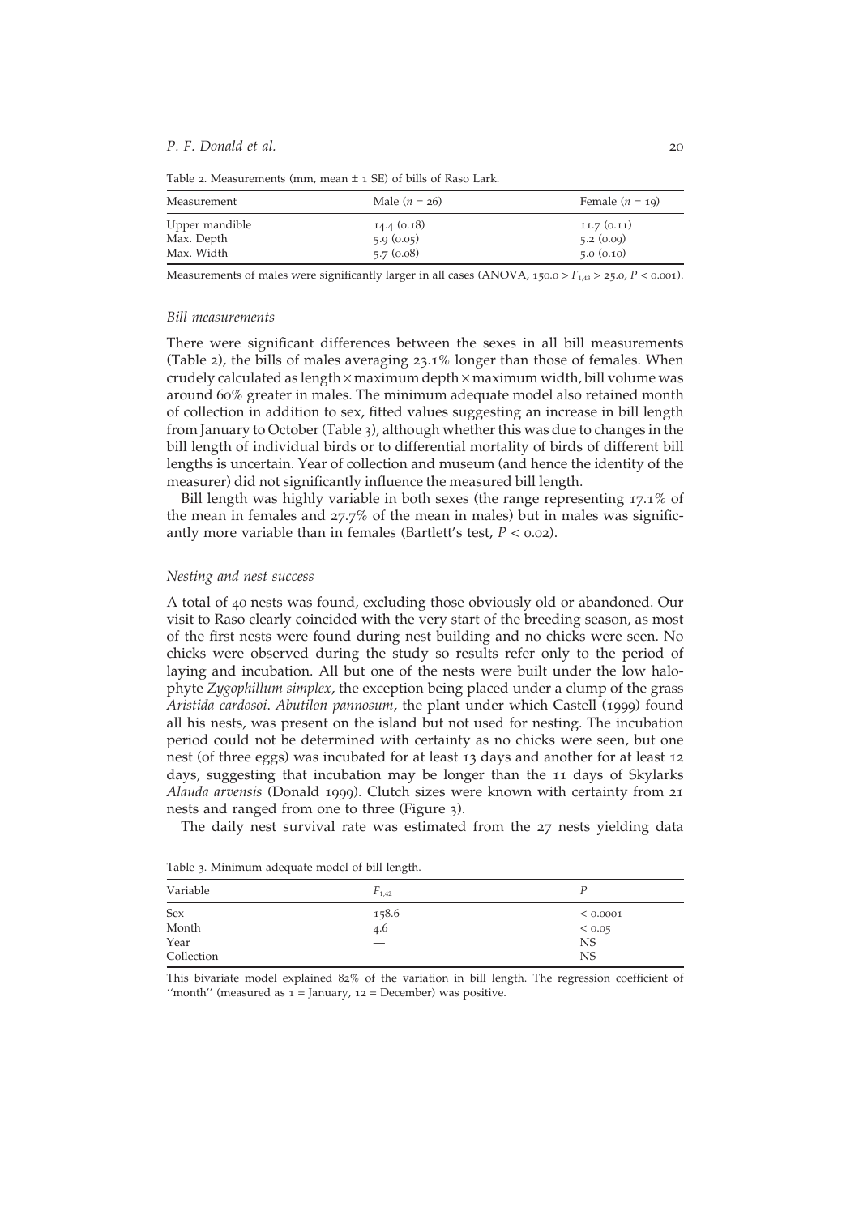Table 2. Measurements (mm, mean ± 1 SE) of bills of Raso Lark.

| Measurement | Male ($n = 26$) | Female ($n = 19$) |
|---|---|---|
| Upper mandible | 14.4 (0.18) | 11.7 (0.11) |
| Max. Depth | 5.9 (0.05) | 5.2 (0.09) |
| Max. Width | 5.7 (0.08) | 5.0 (0.10) |

Measurements of males were significantly larger in all cases (ANOVA, $150.0 > F_{1,43} > 25.0$, $P < 0.001$).

### *Bill measurements*

There were significant differences between the sexes in all bill measurements (Table 2), the bills of males averaging 23.1% longer than those of females. When crudely calculated as length × maximum depth × maximum width, bill volume was around 60% greater in males. The minimum adequate model also retained month of collection in addition to sex, fitted values suggesting an increase in bill length from January to October (Table 3), although whether this was due to changes in the bill length of individual birds or to differential mortality of birds of different bill lengths is uncertain. Year of collection and museum (and hence the identity of the measurer) did not significantly influence the measured bill length.

Bill length was highly variable in both sexes (the range representing 17.1% of the mean in females and 27.7% of the mean in males) but in males was significantly more variable than in females (Bartlett's test, $P < 0.02$).

### *Nesting and nest success*

A total of 40 nests was found, excluding those obviously old or abandoned. Our visit to Raso clearly coincided with the very start of the breeding season, as most of the first nests were found during nest building and no chicks were seen. No chicks were observed during the study so results refer only to the period of laying and incubation. All but one of the nests were built under the low halophyte *Zygophillum simplex*, the exception being placed under a clump of the grass *Aristida cardosoi*. *Abutilon pannosum*, the plant under which Castell (1999) found all his nests, was present on the island but not used for nesting. The incubation period could not be determined with certainty as no chicks were seen, but one nest (of three eggs) was incubated for at least 13 days and another for at least 12 days, suggesting that incubation may be longer than the 11 days of Skylarks *Alauda arvensis* (Donald 1999). Clutch sizes were known with certainty from 21 nests and ranged from one to three (Figure 3).

The daily nest survival rate was estimated from the 27 nests yielding data

Table 3. Minimum adequate model of bill length.

| Variable | $F_{1,42}$ | $P$ |
|---|---|---|
| Sex | 158.6 | < 0.0001 |
| Month | 4.6 | < 0.05 |
| Year | — | NS |
| Collection | — | NS |

This bivariate model explained 82% of the variation in bill length. The regression coefficient of "month" (measured as 1 = January, 12 = December) was positive.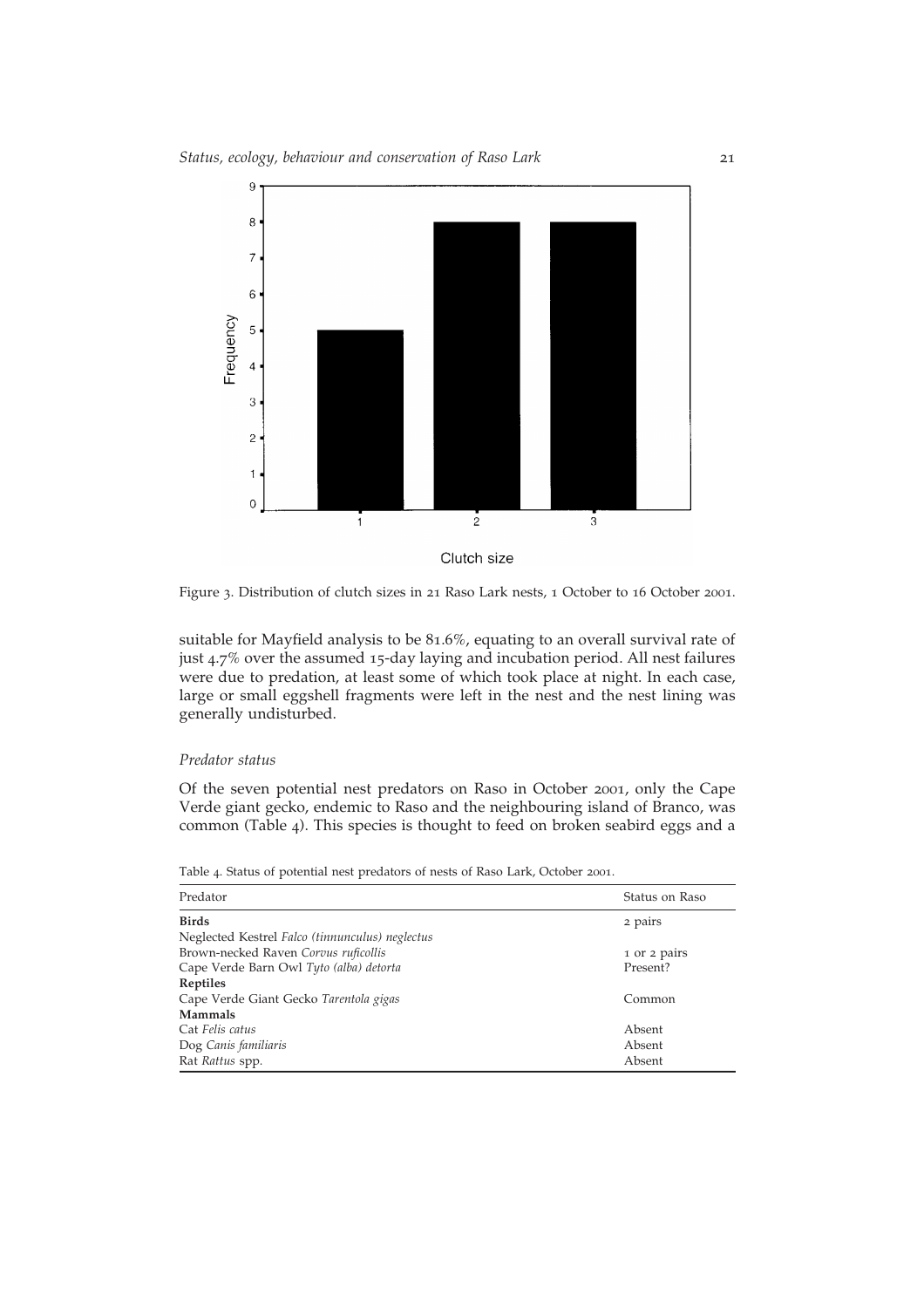Figure 3. Distribution of clutch sizes in 21 Raso Lark nests, 1 October to 16 October 2001.

suitable for Mayfield analysis to be 81.6%, equating to an overall survival rate of just 4.7% over the assumed 15-day laying and incubation period. All nest failures were due to predation, at least some of which took place at night. In each case, large or small eggshell fragments were left in the nest and the nest lining was generally undisturbed.

### *Predator status*

Of the seven potential nest predators on Raso in October 2001, only the Cape Verde giant gecko, endemic to Raso and the neighbouring island of Branco, was common (Table 4). This species is thought to feed on broken seabird eggs and a

Table 4. Status of potential nest predators of nests of Raso Lark, October 2001.

| Predator | Status on Raso |
|---|---|
| **Birds** | 2 pairs |
| Neglected Kestrel *Falco (tinnunculus) neglectus* | |
| Brown-necked Raven *Corvus ruficollis* | 1 or 2 pairs |
| Cape Verde Barn Owl *Tyto (alba) detorta* | Present? |
| **Reptiles** | |
| Cape Verde Giant Gecko *Tarentola gigas* | Common |
| **Mammals** | |
| Cat *Felis catus* | Absent |
| Dog *Canis familiaris* | Absent |
| Rat *Rattus* spp. | Absent |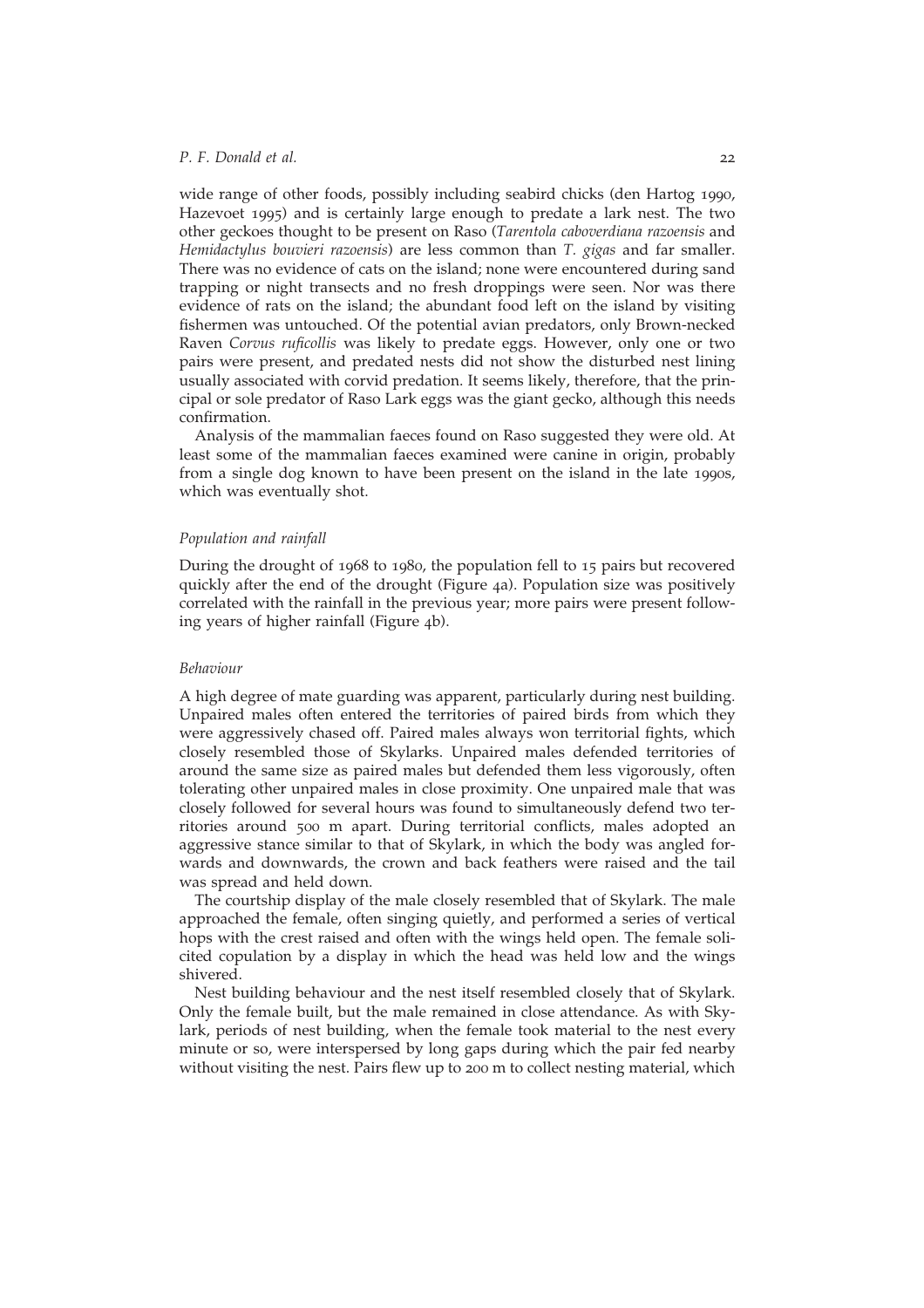wide range of other foods, possibly including seabird chicks (den Hartog 1990, Hazevoet 1995) and is certainly large enough to predate a lark nest. The two other geckoes thought to be present on Raso (*Tarentola caboverdiana razoensis* and *Hemidactylus bouvieri razoensis*) are less common than *T. gigas* and far smaller. There was no evidence of cats on the island; none were encountered during sand trapping or night transects and no fresh droppings were seen. Nor was there evidence of rats on the island; the abundant food left on the island by visiting fishermen was untouched. Of the potential avian predators, only Brown-necked Raven *Corvus ruficollis* was likely to predate eggs. However, only one or two pairs were present, and predated nests did not show the disturbed nest lining usually associated with corvid predation. It seems likely, therefore, that the principal or sole predator of Raso Lark eggs was the giant gecko, although this needs confirmation.

Analysis of the mammalian faeces found on Raso suggested they were old. At least some of the mammalian faeces examined were canine in origin, probably from a single dog known to have been present on the island in the late 1990s, which was eventually shot.

### *Population and rainfall*

During the drought of 1968 to 1980, the population fell to 15 pairs but recovered quickly after the end of the drought (Figure 4a). Population size was positively correlated with the rainfall in the previous year; more pairs were present following years of higher rainfall (Figure 4b).

### *Behaviour*

A high degree of mate guarding was apparent, particularly during nest building. Unpaired males often entered the territories of paired birds from which they were aggressively chased off. Paired males always won territorial fights, which closely resembled those of Skylarks. Unpaired males defended territories of around the same size as paired males but defended them less vigorously, often tolerating other unpaired males in close proximity. One unpaired male that was closely followed for several hours was found to simultaneously defend two territories around 500 m apart. During territorial conflicts, males adopted an aggressive stance similar to that of Skylark, in which the body was angled forwards and downwards, the crown and back feathers were raised and the tail was spread and held down.

The courtship display of the male closely resembled that of Skylark. The male approached the female, often singing quietly, and performed a series of vertical hops with the crest raised and often with the wings held open. The female solicited copulation by a display in which the head was held low and the wings shivered.

Nest building behaviour and the nest itself resembled closely that of Skylark. Only the female built, but the male remained in close attendance. As with Skylark, periods of nest building, when the female took material to the nest every minute or so, were interspersed by long gaps during which the pair fed nearby without visiting the nest. Pairs flew up to 200 m to collect nesting material, which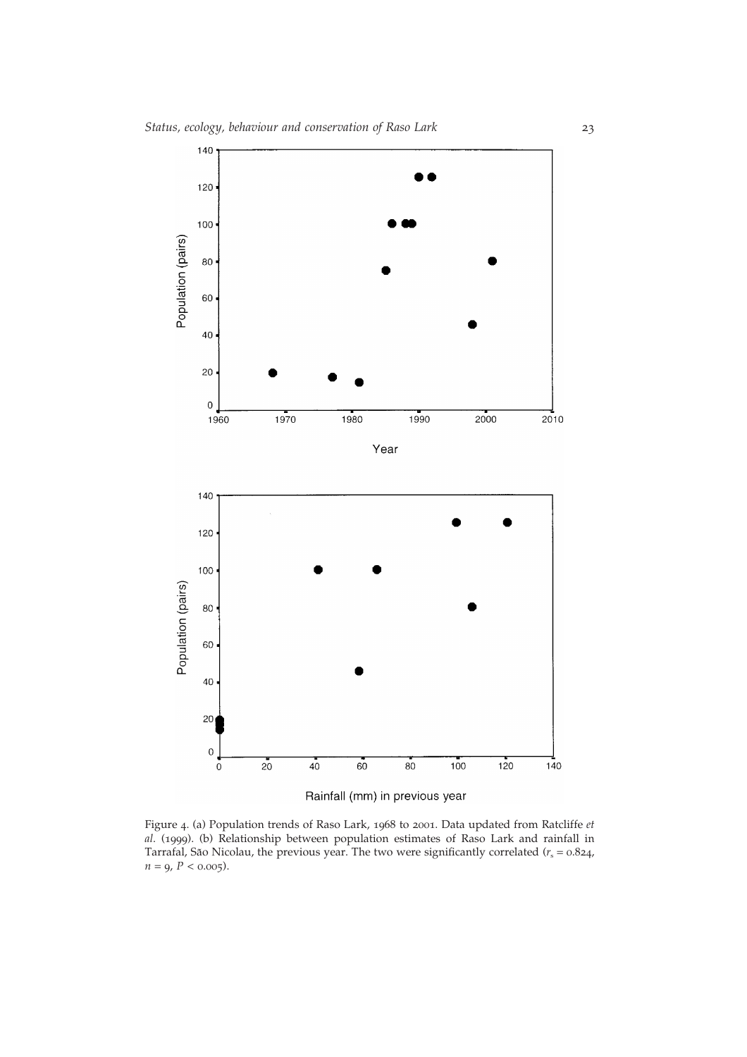Figure 4. (a) Population trends of Raso Lark, 1968 to 2001. Data updated from Ratcliffe *et al.* (1999). (b) Relationship between population estimates of Raso Lark and rainfall in Tarrafal, São Nicolau, the previous year. The two were significantly correlated ($r_s = 0.824$, $n = 9$, $P < 0.005$).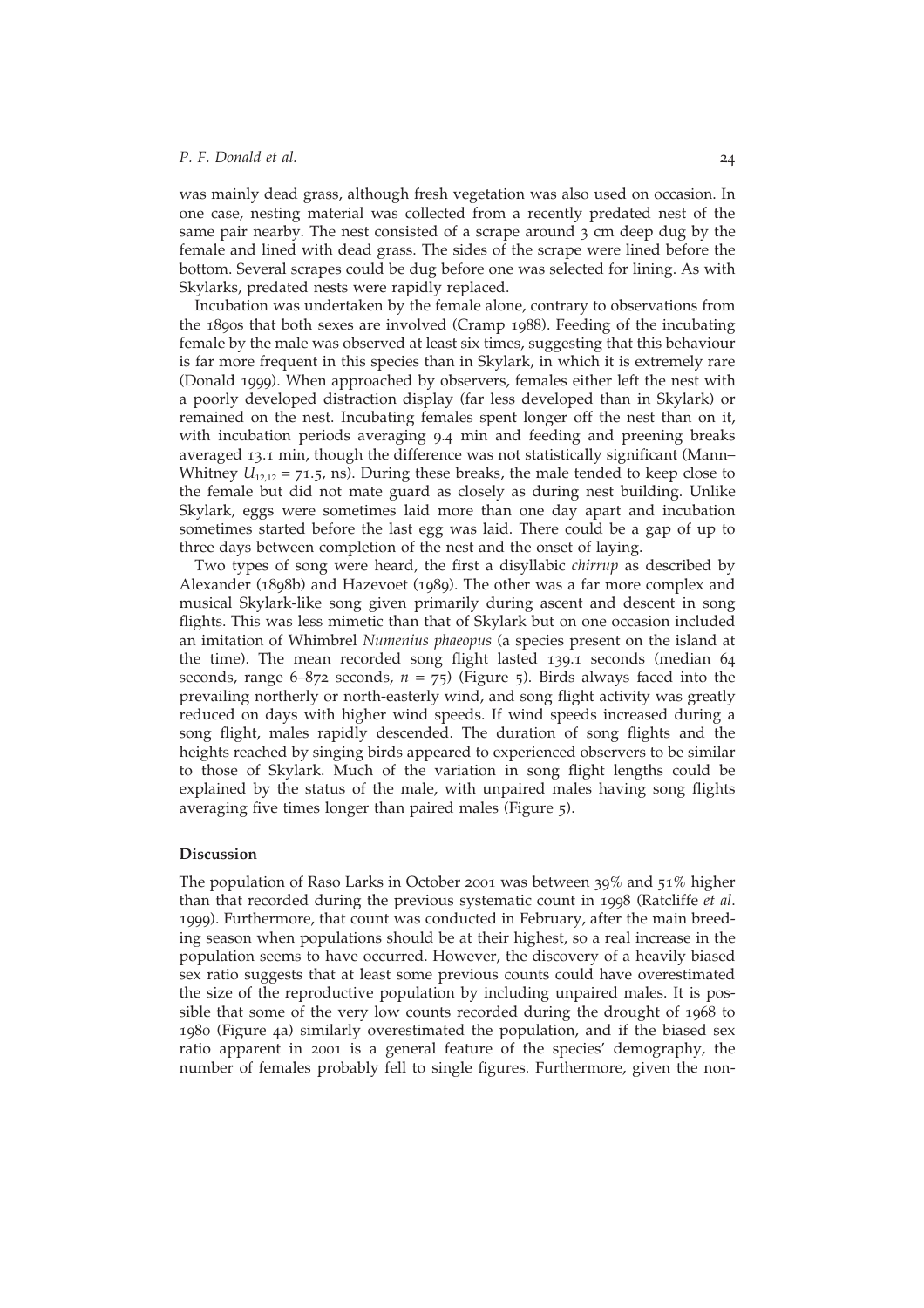was mainly dead grass, although fresh vegetation was also used on occasion. In one case, nesting material was collected from a recently predated nest of the same pair nearby. The nest consisted of a scrape around 3 cm deep dug by the female and lined with dead grass. The sides of the scrape were lined before the bottom. Several scrapes could be dug before one was selected for lining. As with Skylarks, predated nests were rapidly replaced.

Incubation was undertaken by the female alone, contrary to observations from the 1890s that both sexes are involved (Cramp 1988). Feeding of the incubating female by the male was observed at least six times, suggesting that this behaviour is far more frequent in this species than in Skylark, in which it is extremely rare (Donald 1999). When approached by observers, females either left the nest with a poorly developed distraction display (far less developed than in Skylark) or remained on the nest. Incubating females spent longer off the nest than on it, with incubation periods averaging 9.4 min and feeding and preening breaks averaged 13.1 min, though the difference was not statistically significant (Mann–Whitney $U_{12,12} = 71.5$, ns). During these breaks, the male tended to keep close to the female but did not mate guard as closely as during nest building. Unlike Skylark, eggs were sometimes laid more than one day apart and incubation sometimes started before the last egg was laid. There could be a gap of up to three days between completion of the nest and the onset of laying.

Two types of song were heard, the first a disyllabic *chirrup* as described by Alexander (1898b) and Hazevoet (1989). The other was a far more complex and musical Skylark-like song given primarily during ascent and descent in song flights. This was less mimetic than that of Skylark but on one occasion included an imitation of Whimbrel *Numenius phaeopus* (a species present on the island at the time). The mean recorded song flight lasted 139.1 seconds (median 64 seconds, range 6–872 seconds, $n = 75$) (Figure 5). Birds always faced into the prevailing northerly or north-easterly wind, and song flight activity was greatly reduced on days with higher wind speeds. If wind speeds increased during a song flight, males rapidly descended. The duration of song flights and the heights reached by singing birds appeared to experienced observers to be similar to those of Skylark. Much of the variation in song flight lengths could be explained by the status of the male, with unpaired males having song flights averaging five times longer than paired males (Figure 5).

## Discussion

The population of Raso Larks in October 2001 was between 39% and 51% higher than that recorded during the previous systematic count in 1998 (Ratcliffe *et al*. 1999). Furthermore, that count was conducted in February, after the main breeding season when populations should be at their highest, so a real increase in the population seems to have occurred. However, the discovery of a heavily biased sex ratio suggests that at least some previous counts could have overestimated the size of the reproductive population by including unpaired males. It is possible that some of the very low counts recorded during the drought of 1968 to 1980 (Figure 4a) similarly overestimated the population, and if the biased sex ratio apparent in 2001 is a general feature of the species' demography, the number of females probably fell to single figures. Furthermore, given the non-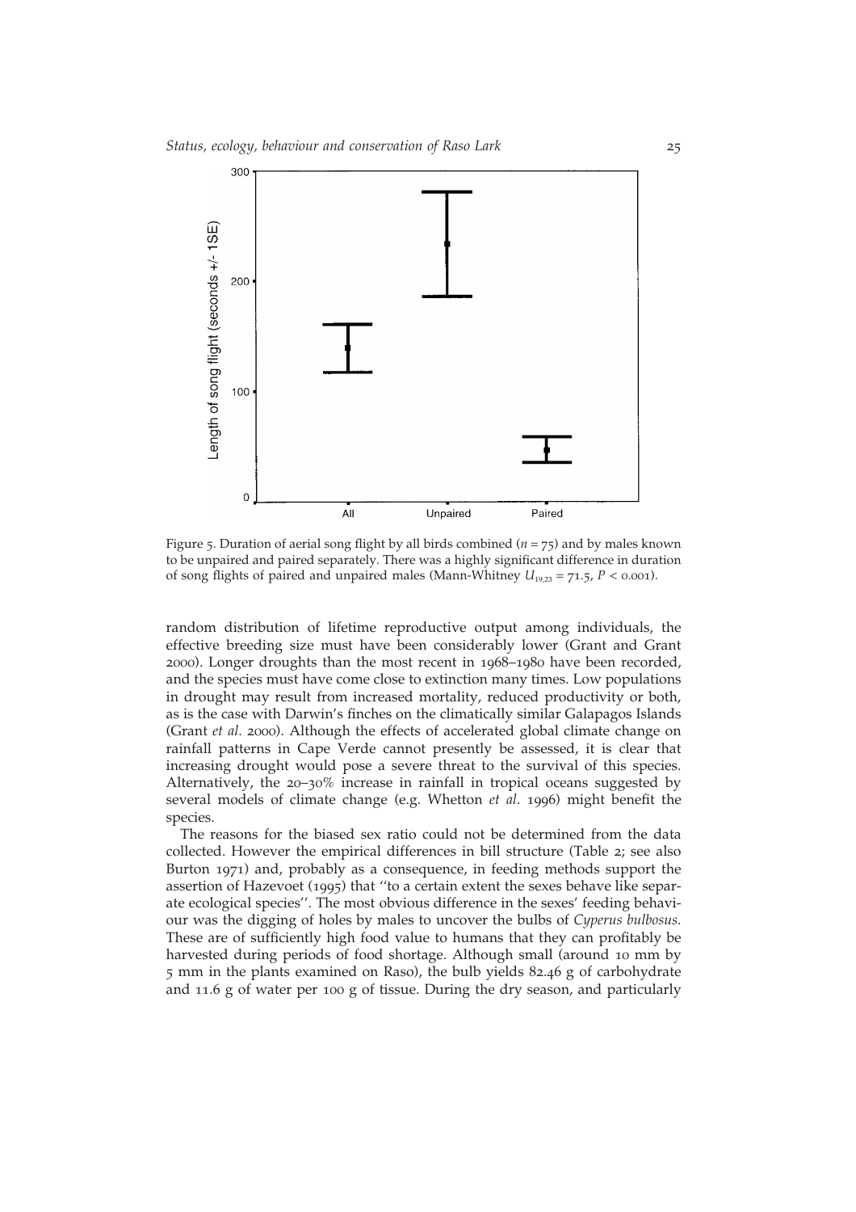Figure 5. Duration of aerial song flight by all birds combined ($n = 75$) and by males known to be unpaired and paired separately. There was a highly significant difference in duration of song flights of paired and unpaired males (Mann-Whitney $U_{19,23} = 71.5$, $P < 0.001$).

random distribution of lifetime reproductive output among individuals, the effective breeding size must have been considerably lower (Grant and Grant 2000). Longer droughts than the most recent in 1968–1980 have been recorded, and the species must have come close to extinction many times. Low populations in drought may result from increased mortality, reduced productivity or both, as is the case with Darwin's finches on the climatically similar Galapagos Islands (Grant *et al.* 2000). Although the effects of accelerated global climate change on rainfall patterns in Cape Verde cannot presently be assessed, it is clear that increasing drought would pose a severe threat to the survival of this species. Alternatively, the 20–30% increase in rainfall in tropical oceans suggested by several models of climate change (e.g. Whetton *et al.* 1996) might benefit the species.

The reasons for the biased sex ratio could not be determined from the data collected. However the empirical differences in bill structure (Table 2; see also Burton 1971) and, probably as a consequence, in feeding methods support the assertion of Hazevoet (1995) that ''to a certain extent the sexes behave like separate ecological species''. The most obvious difference in the sexes' feeding behaviour was the digging of holes by males to uncover the bulbs of *Cyperus bulbosus*. These are of sufficiently high food value to humans that they can profitably be harvested during periods of food shortage. Although small (around 10 mm by 5 mm in the plants examined on Raso), the bulb yields 82.46 g of carbohydrate and 11.6 g of water per 100 g of tissue. During the dry season, and particularly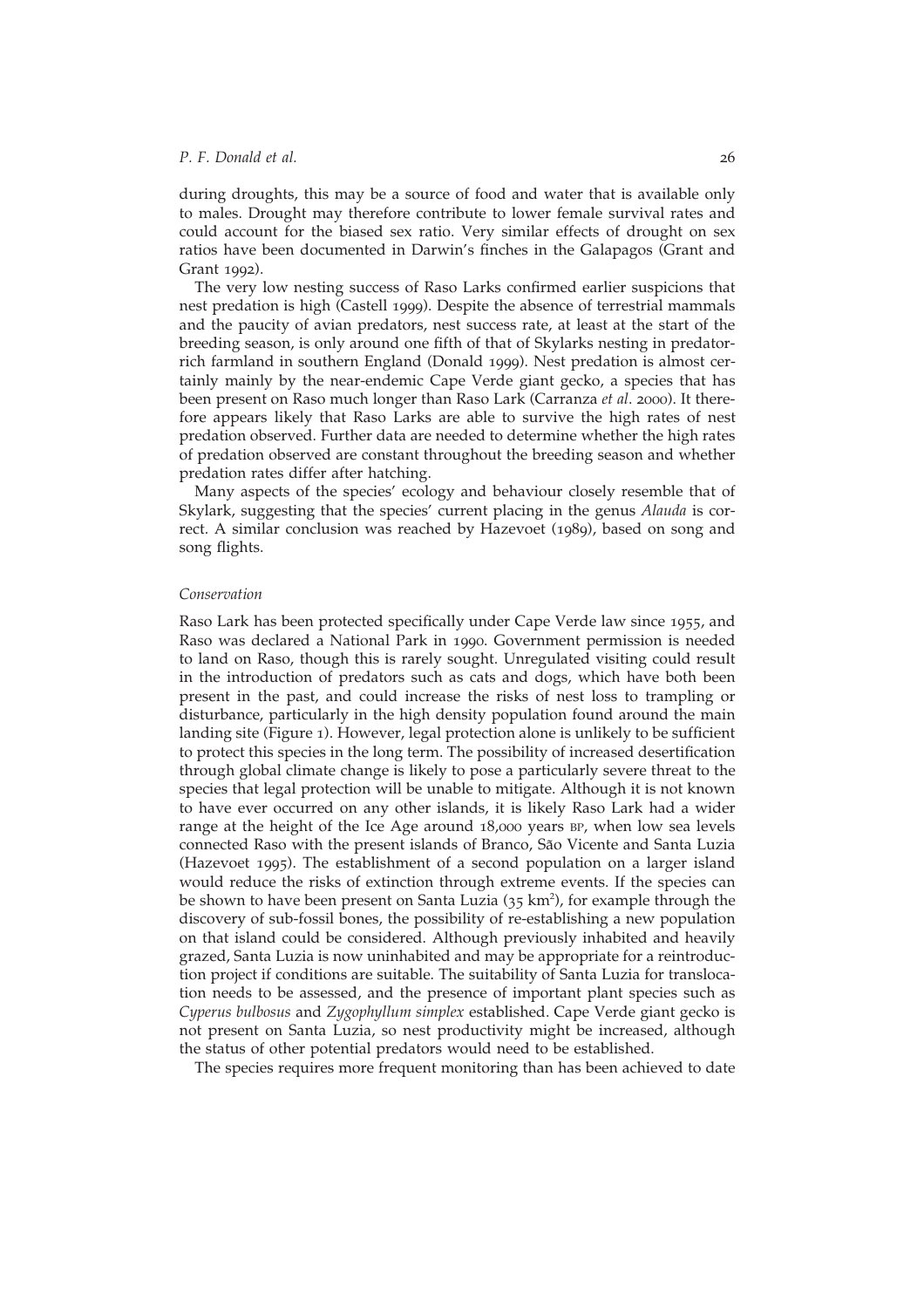during droughts, this may be a source of food and water that is available only to males. Drought may therefore contribute to lower female survival rates and could account for the biased sex ratio. Very similar effects of drought on sex ratios have been documented in Darwin's finches in the Galapagos (Grant and Grant 1992).

The very low nesting success of Raso Larks confirmed earlier suspicions that nest predation is high (Castell 1999). Despite the absence of terrestrial mammals and the paucity of avian predators, nest success rate, at least at the start of the breeding season, is only around one fifth of that of Skylarks nesting in predator-rich farmland in southern England (Donald 1999). Nest predation is almost certainly mainly by the near-endemic Cape Verde giant gecko, a species that has been present on Raso much longer than Raso Lark (Carranza *et al.* 2000). It therefore appears likely that Raso Larks are able to survive the high rates of nest predation observed. Further data are needed to determine whether the high rates of predation observed are constant throughout the breeding season and whether predation rates differ after hatching.

Many aspects of the species' ecology and behaviour closely resemble that of Skylark, suggesting that the species' current placing in the genus *Alauda* is correct. A similar conclusion was reached by Hazevoet (1989), based on song and song flights.

### *Conservation*

Raso Lark has been protected specifically under Cape Verde law since 1955, and Raso was declared a National Park in 1990. Government permission is needed to land on Raso, though this is rarely sought. Unregulated visiting could result in the introduction of predators such as cats and dogs, which have both been present in the past, and could increase the risks of nest loss to trampling or disturbance, particularly in the high density population found around the main landing site (Figure 1). However, legal protection alone is unlikely to be sufficient to protect this species in the long term. The possibility of increased desertification through global climate change is likely to pose a particularly severe threat to the species that legal protection will be unable to mitigate. Although it is not known to have ever occurred on any other islands, it is likely Raso Lark had a wider range at the height of the Ice Age around 18,000 years BP, when low sea levels connected Raso with the present islands of Branco, São Vicente and Santa Luzia (Hazevoet 1995). The establishment of a second population on a larger island would reduce the risks of extinction through extreme events. If the species can be shown to have been present on Santa Luzia (35 $km^2$), for example through the discovery of sub-fossil bones, the possibility of re-establishing a new population on that island could be considered. Although previously inhabited and heavily grazed, Santa Luzia is now uninhabited and may be appropriate for a reintroduction project if conditions are suitable. The suitability of Santa Luzia for translocation needs to be assessed, and the presence of important plant species such as *Cyperus bulbosus* and *Zygophyllum simplex* established. Cape Verde giant gecko is not present on Santa Luzia, so nest productivity might be increased, although the status of other potential predators would need to be established.

The species requires more frequent monitoring than has been achieved to date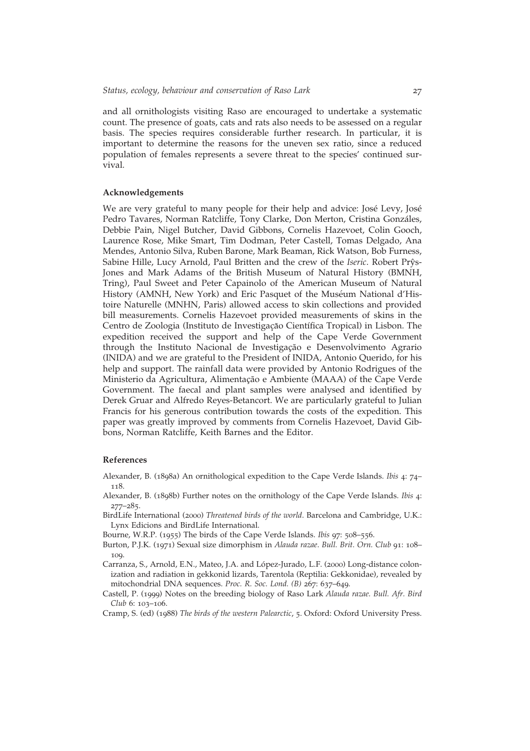and all ornithologists visiting Raso are encouraged to undertake a systematic count. The presence of goats, cats and rats also needs to be assessed on a regular basis. The species requires considerable further research. In particular, it is important to determine the reasons for the uneven sex ratio, since a reduced population of females represents a severe threat to the species' continued survival.

### Acknowledgements

We are very grateful to many people for their help and advice: José Levy, José Pedro Tavares, Norman Ratcliffe, Tony Clarke, Don Merton, Cristina Gonzáles, Debbie Pain, Nigel Butcher, David Gibbons, Cornelis Hazevoet, Colin Gooch, Laurence Rose, Mike Smart, Tim Dodman, Peter Castell, Tomas Delgado, Ana Mendes, Antonio Silva, Ruben Barone, Mark Beaman, Rick Watson, Bob Furness, Sabine Hille, Lucy Arnold, Paul Britten and the crew of the *Iseric*. Robert Prŷs-Jones and Mark Adams of the British Museum of Natural History (BMNH, Tring), Paul Sweet and Peter Capainolo of the American Museum of Natural History (AMNH, New York) and Eric Pasquet of the Muséum National d'Histoire Naturelle (MNHN, Paris) allowed access to skin collections and provided bill measurements. Cornelis Hazevoet provided measurements of skins in the Centro de Zoologia (Instituto de Investigação Científica Tropical) in Lisbon. The expedition received the support and help of the Cape Verde Government through the Instituto Nacional de Investigação e Desenvolvimento Agrario (INIDA) and we are grateful to the President of INIDA, Antonio Querido, for his help and support. The rainfall data were provided by Antonio Rodrigues of the Ministerio da Agricultura, Alimentação e Ambiente (MAAA) of the Cape Verde Government. The faecal and plant samples were analysed and identified by Derek Gruar and Alfredo Reyes-Betancort. We are particularly grateful to Julian Francis for his generous contribution towards the costs of the expedition. This paper was greatly improved by comments from Cornelis Hazevoet, David Gibbons, Norman Ratcliffe, Keith Barnes and the Editor.

### References

Alexander, B. (1898a) An ornithological expedition to the Cape Verde Islands. *Ibis* 4: 74–118.

Alexander, B. (1898b) Further notes on the ornithology of the Cape Verde Islands. *Ibis* 4: 277–285.

BirdLife International (2000) *Threatened birds of the world*. Barcelona and Cambridge, U.K.: Lynx Edicions and BirdLife International.

Bourne, W.R.P. (1955) The birds of the Cape Verde Islands. *Ibis* 97: 508–556.

Burton, P.J.K. (1971) Sexual size dimorphism in *Alauda razae*. *Bull. Brit. Orn. Club* 91: 108–109.

Carranza, S., Arnold, E.N., Mateo, J.A. and López-Jurado, L.F. (2000) Long-distance colonization and radiation in gekkonid lizards, Tarentola (Reptilia: Gekkonidae), revealed by mitochondrial DNA sequences. *Proc. R. Soc. Lond. (B)* 267: 637–649.

Castell, P. (1999) Notes on the breeding biology of Raso Lark *Alauda razae*. *Bull. Afr. Bird Club* 6: 103–106.

Cramp, S. (ed) (1988) *The birds of the western Palearctic*, 5. Oxford: Oxford University Press.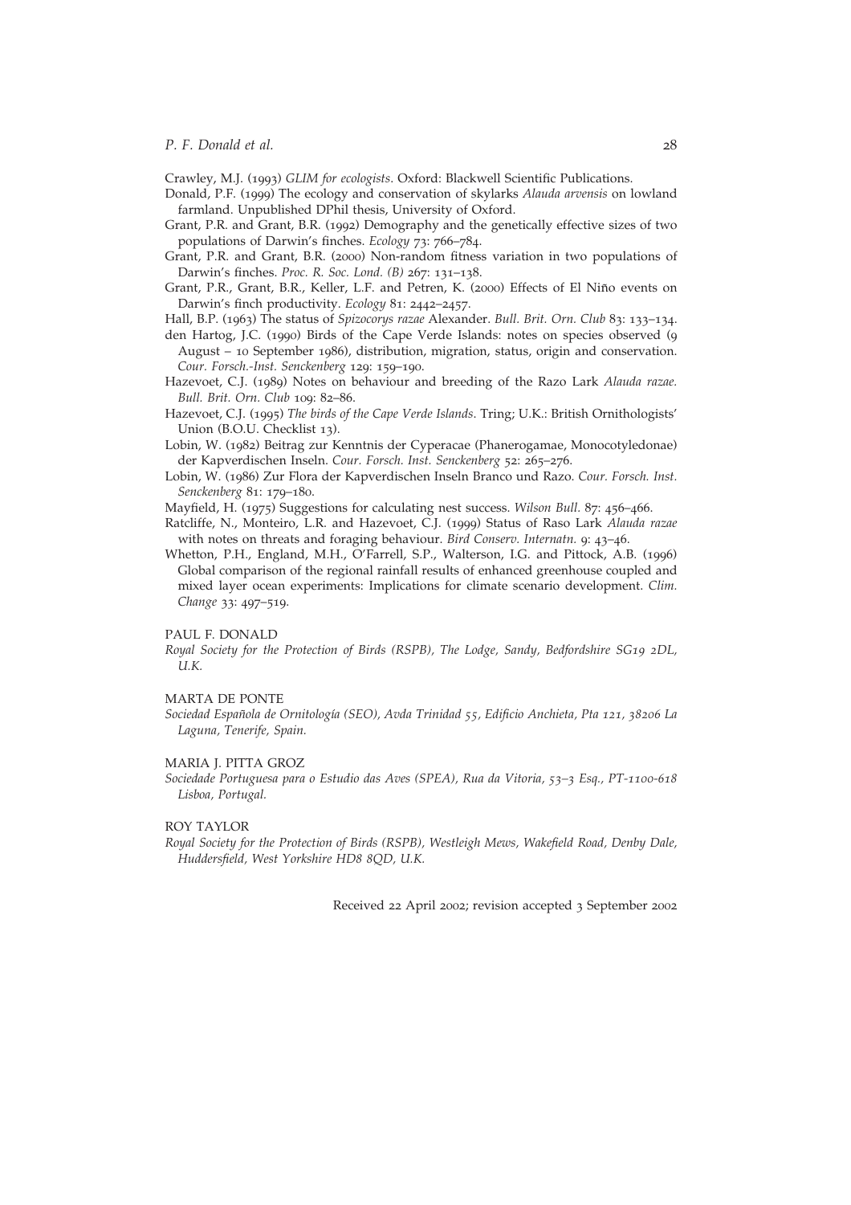Crawley, M.J. (1993) *GLIM for ecologists*. Oxford: Blackwell Scientific Publications.

Donald, P.F. (1999) The ecology and conservation of skylarks *Alauda arvensis* on lowland farmland. Unpublished DPhil thesis, University of Oxford.

Grant, P.R. and Grant, B.R. (1992) Demography and the genetically effective sizes of two populations of Darwin's finches. *Ecology* 73: 766–784.

Grant, P.R. and Grant, B.R. (2000) Non-random fitness variation in two populations of Darwin's finches. *Proc. R. Soc. Lond. (B)* 267: 131–138.

Grant, P.R., Grant, B.R., Keller, L.F. and Petren, K. (2000) Effects of El Niño events on Darwin's finch productivity. *Ecology* 81: 2442–2457.

Hall, B.P. (1963) The status of *Spizocorys razae* Alexander. *Bull. Brit. Orn. Club* 83: 133–134.

den Hartog, J.C. (1990) Birds of the Cape Verde Islands: notes on species observed (9 August – 10 September 1986), distribution, migration, status, origin and conservation. *Cour. Forsch.-Inst. Senckenberg* 129: 159–190.

Hazevoet, C.J. (1989) Notes on behaviour and breeding of the Razo Lark *Alauda razae*. *Bull. Brit. Orn. Club* 109: 82–86.

Hazevoet, C.J. (1995) *The birds of the Cape Verde Islands*. Tring; U.K.: British Ornithologists' Union (B.O.U. Checklist 13).

Lobin, W. (1982) Beitrag zur Kenntnis der Cyperacae (Phanerogamae, Monocotyledonae) der Kapverdischen Inseln. *Cour. Forsch. Inst. Senckenberg* 52: 265–276.

Lobin, W. (1986) Zur Flora der Kapverdischen Inseln Branco und Razo. *Cour. Forsch. Inst. Senckenberg* 81: 179–180.

Mayfield, H. (1975) Suggestions for calculating nest success. *Wilson Bull.* 87: 456–466.

Ratcliffe, N., Monteiro, L.R. and Hazevoet, C.J. (1999) Status of Raso Lark *Alauda razae* with notes on threats and foraging behaviour. *Bird Conserv. Internatn.* 9: 43–46.

Whetton, P.H., England, M.H., O'Farrell, S.P., Walterson, I.G. and Pittock, A.B. (1996) Global comparison of the regional rainfall results of enhanced greenhouse coupled and mixed layer ocean experiments: Implications for climate scenario development. *Clim. Change* 33: 497–519.

PAUL F. DONALD

*Royal Society for the Protection of Birds (RSPB), The Lodge, Sandy, Bedfordshire SG19 2DL, U.K.*

MARTA DE PONTE

*Sociedad Española de Ornitología (SEO), Avda Trinidad 55, Edificio Anchieta, Pta 121, 38206 La Laguna, Tenerife, Spain.*

MARIA J. PITTA GROZ

*Sociedade Portuguesa para o Estudio das Aves (SPEA), Rua da Vitoria, 53–3 Esq., PT-1100-618 Lisboa, Portugal.*

ROY TAYLOR

*Royal Society for the Protection of Birds (RSPB), Westleigh Mews, Wakefield Road, Denby Dale, Huddersfield, West Yorkshire HD8 8QD, U.K.*

Received 22 April 2002; revision accepted 3 September 2002